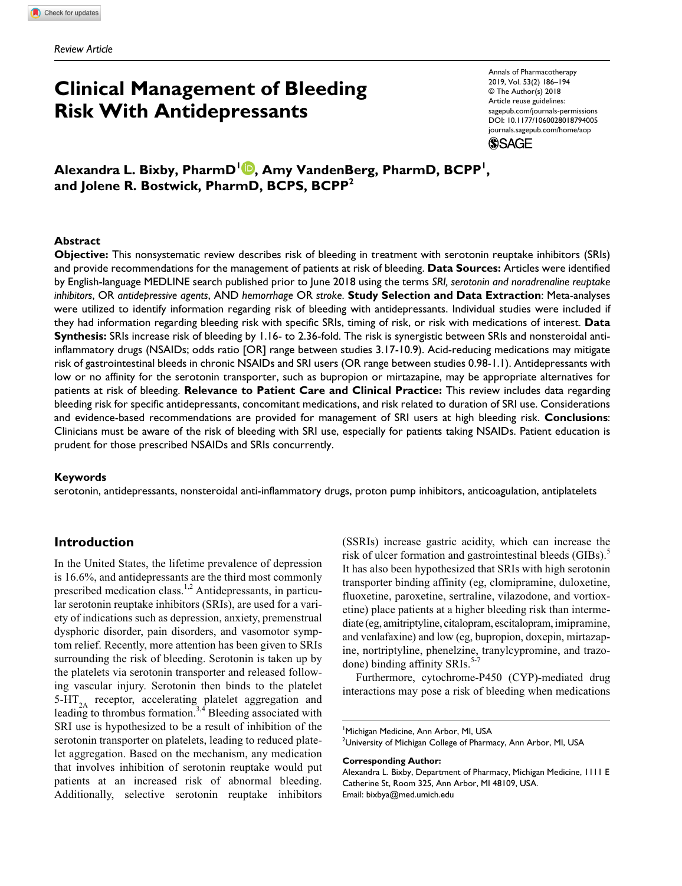Review Article

# Clinical Management of Bleeding Risk With Antidepressants

**Alexandra L. Bixby, PharmD[1], Amy VandenBerg, PharmD, BCPP[1], and Jolene R. Bostwick, PharmD, BCPS, BCPP[2]**

## Abstract

**Objective:** This nonsystematic review describes risk of bleeding in treatment with serotonin reuptake inhibitors (SRIs) and provide recommendations for the management of patients at risk of bleeding. **Data Sources:** Articles were identified by English-language MEDLINE search published prior to June 2018 using the terms *SRI, serotonin and noradrenaline reuptake inhibitors*, OR *antidepressive agents*, AND *hemorrhage* OR *stroke*. **Study Selection and Data Extraction**: Meta-analyses were utilized to identify information regarding risk of bleeding with antidepressants. Individual studies were included if they had information regarding bleeding risk with specific SRIs, timing of risk, or risk with medications of interest. **Data Synthesis:** SRIs increase risk of bleeding by 1.16- to 2.36-fold. The risk is synergistic between SRIs and nonsteroidal anti-inflammatory drugs (NSAIDs; odds ratio [OR] range between studies 3.17-10.9). Acid-reducing medications may mitigate risk of gastrointestinal bleeds in chronic NSAIDs and SRI users (OR range between studies 0.98-1.1). Antidepressants with low or no affinity for the serotonin transporter, such as bupropion or mirtazapine, may be appropriate alternatives for patients at risk of bleeding. **Relevance to Patient Care and Clinical Practice:** This review includes data regarding bleeding risk for specific antidepressants, concomitant medications, and risk related to duration of SRI use. Considerations and evidence-based recommendations are provided for management of SRI users at high bleeding risk. **Conclusions**: Clinicians must be aware of the risk of bleeding with SRI use, especially for patients taking NSAIDs. Patient education is prudent for those prescribed NSAIDs and SRIs concurrently.

### Keywords

serotonin, antidepressants, nonsteroidal anti-inflammatory drugs, proton pump inhibitors, anticoagulation, antiplatelets

## Introduction

In the United States, the lifetime prevalence of depression is 16.6%, and antidepressants are the third most commonly prescribed medication class.[1,2] Antidepressants, in particular serotonin reuptake inhibitors (SRIs), are used for a variety of indications such as depression, anxiety, premenstrual dysphoric disorder, pain disorders, and vasomotor symptom relief. Recently, more attention has been given to SRIs surrounding the risk of bleeding. Serotonin is taken up by the platelets via serotonin transporter and released following vascular injury. Serotonin then binds to the platelet 5-$HT_{2A}$ receptor, accelerating platelet aggregation and leading to thrombus formation.[3,4] Bleeding associated with SRI use is hypothesized to be a result of inhibition of the serotonin transporter on platelets, leading to reduced platelet aggregation. Based on the mechanism, any medication that involves inhibition of serotonin reuptake would put patients at an increased risk of abnormal bleeding. Additionally, selective serotonin reuptake inhibitors (SSRIs) increase gastric acidity, which can increase the risk of ulcer formation and gastrointestinal bleeds (GIBs).[5] It has also been hypothesized that SRIs with high serotonin transporter binding affinity (eg, clomipramine, duloxetine, fluoxetine, paroxetine, sertraline, vilazodone, and vortioxetine) place patients at a higher bleeding risk than intermediate (eg, amitriptyline, citalopram, escitalopram, imipramine, and venlafaxine) and low (eg, bupropion, doxepin, mirtazapine, nortriptyline, phenelzine, tranylcypromine, and trazodone) binding affinity SRIs.[5-7]

Furthermore, cytochrome-P450 (CYP)-mediated drug interactions may pose a risk of bleeding when medications

[1]Michigan Medicine, Ann Arbor, MI, USA
[2]University of Michigan College of Pharmacy, Ann Arbor, MI, USA

**Corresponding Author:**
Alexandra L. Bixby, Department of Pharmacy, Michigan Medicine, 1111 E Catherine St, Room 325, Ann Arbor, MI 48109, USA.
Email: bixbya@med.umich.edu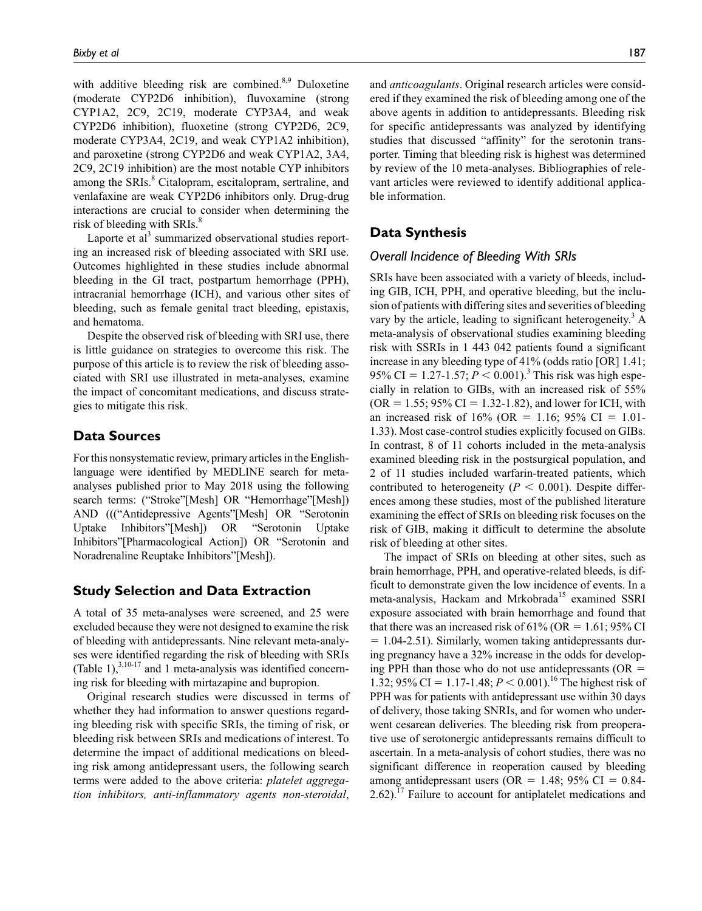with additive bleeding risk are combined.[8,9] Duloxetine (moderate CYP2D6 inhibition), fluvoxamine (strong CYP1A2, 2C9, 2C19, moderate CYP3A4, and weak CYP2D6 inhibition), fluoxetine (strong CYP2D6, 2C9, moderate CYP3A4, 2C19, and weak CYP1A2 inhibition), and paroxetine (strong CYP2D6 and weak CYP1A2, 3A4, 2C9, 2C19 inhibition) are the most notable CYP inhibitors among the SRIs.[8] Citalopram, escitalopram, sertraline, and venlafaxine are weak CYP2D6 inhibitors only. Drug-drug interactions are crucial to consider when determining the risk of bleeding with SRIs.[8]

Laporte et al[3] summarized observational studies reporting an increased risk of bleeding associated with SRI use. Outcomes highlighted in these studies include abnormal bleeding in the GI tract, postpartum hemorrhage (PPH), intracranial hemorrhage (ICH), and various other sites of bleeding, such as female genital tract bleeding, epistaxis, and hematoma.

Despite the observed risk of bleeding with SRI use, there is little guidance on strategies to overcome this risk. The purpose of this article is to review the risk of bleeding associated with SRI use illustrated in meta-analyses, examine the impact of concomitant medications, and discuss strategies to mitigate this risk.

## Data Sources

For this nonsystematic review, primary articles in the English-language were identified by MEDLINE search for meta-analyses published prior to May 2018 using the following search terms: ("Stroke"[Mesh] OR "Hemorrhage"[Mesh]) AND ((("Antidepressive Agents"[Mesh] OR "Serotonin Uptake Inhibitors"[Mesh]) OR "Serotonin Uptake Inhibitors"[Pharmacological Action]) OR "Serotonin and Noradrenaline Reuptake Inhibitors"[Mesh]).

## Study Selection and Data Extraction

A total of 35 meta-analyses were screened, and 25 were excluded because they were not designed to examine the risk of bleeding with antidepressants. Nine relevant meta-analyses were identified regarding the risk of bleeding with SRIs (Table 1),[3,10-17] and 1 meta-analysis was identified concerning risk for bleeding with mirtazapine and bupropion.

Original research studies were discussed in terms of whether they had information to answer questions regarding bleeding risk with specific SRIs, the timing of risk, or bleeding risk between SRIs and medications of interest. To determine the impact of additional medications on bleeding risk among antidepressant users, the following search terms were added to the above criteria: *platelet aggregation inhibitors, anti-inflammatory agents non-steroidal*, and *anticoagulants*. Original research articles were considered if they examined the risk of bleeding among one of the above agents in addition to antidepressants. Bleeding risk for specific antidepressants was analyzed by identifying studies that discussed "affinity" for the serotonin transporter. Timing that bleeding risk is highest was determined by review of the 10 meta-analyses. Bibliographies of relevant articles were reviewed to identify additional applicable information.

## Data Synthesis

### Overall Incidence of Bleeding With SRIs

SRIs have been associated with a variety of bleeds, including GIB, ICH, PPH, and operative bleeding, but the inclusion of patients with differing sites and severities of bleeding vary by the article, leading to significant heterogeneity.[3] A meta-analysis of observational studies examining bleeding risk with SSRIs in 1 443 042 patients found a significant increase in any bleeding type of 41% (odds ratio [OR] 1.41; 95% CI = 1.27-1.57; $P < 0.001$).[3] This risk was high especially in relation to GIBs, with an increased risk of 55% (OR = 1.55; 95% CI = 1.32-1.82), and lower for ICH, with an increased risk of 16% (OR = 1.16; 95% CI = 1.01-1.33). Most case-control studies explicitly focused on GIBs. In contrast, 8 of 11 cohorts included in the meta-analysis examined bleeding risk in the postsurgical population, and 2 of 11 studies included warfarin-treated patients, which contributed to heterogeneity ($P < 0.001$). Despite differences among these studies, most of the published literature examining the effect of SRIs on bleeding risk focuses on the risk of GIB, making it difficult to determine the absolute risk of bleeding at other sites.

The impact of SRIs on bleeding at other sites, such as brain hemorrhage, PPH, and operative-related bleeds, is difficult to demonstrate given the low incidence of events. In a meta-analysis, Hackam and Mrkobrada[15] examined SSRI exposure associated with brain hemorrhage and found that that there was an increased risk of 61% (OR = 1.61; 95% CI = 1.04-2.51). Similarly, women taking antidepressants during pregnancy have a 32% increase in the odds for developing PPH than those who do not use antidepressants (OR = 1.32; 95% CI = 1.17-1.48; $P < 0.001$).[16] The highest risk of PPH was for patients with antidepressant use within 30 days of delivery, those taking SNRIs, and for women who underwent cesarean deliveries. The bleeding risk from preoperative use of serotonergic antidepressants remains difficult to ascertain. In a meta-analysis of cohort studies, there was no significant difference in reoperation caused by bleeding among antidepressant users (OR = 1.48; 95% CI = 0.84-2.62).[17] Failure to account for antiplatelet medications and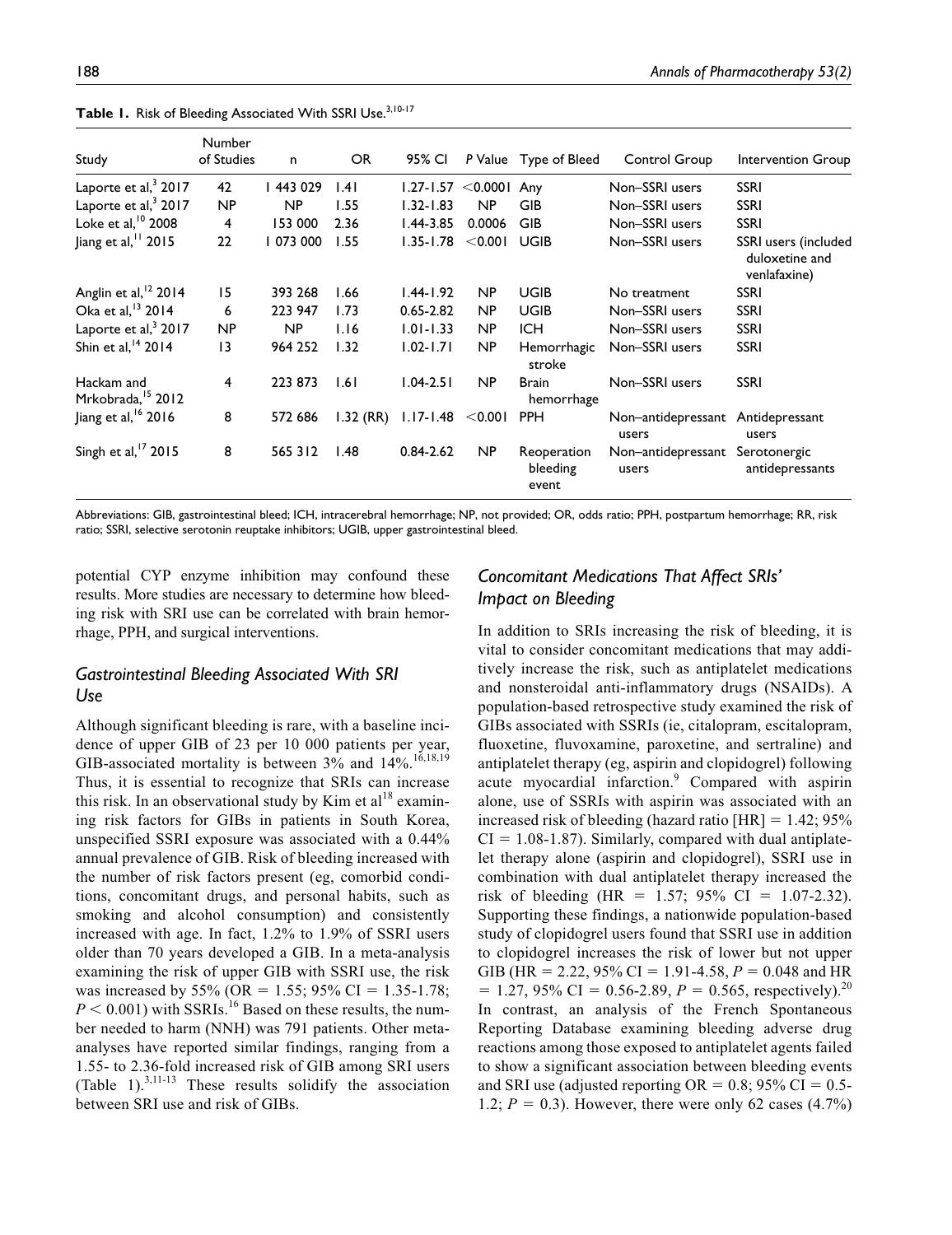**Table 1.** Risk of Bleeding Associated With SSRI Use.[3,10-17]

| Study | Number of Studies | n | OR | 95% CI | P Value | Type of Bleed | Control Group | Intervention Group |
|---|---|---|---|---|---|---|---|---|
| Laporte et al,[3] 2017 | 42 | 1 443 029 | 1.41 | 1.27-1.57 | <0.0001 | Any | Non–SSRI users | SSRI |
| Laporte et al,[3] 2017 | NP | NP | 1.55 | 1.32-1.83 | NP | GIB | Non–SSRI users | SSRI |
| Loke et al,[10] 2008 | 4 | 153 000 | 2.36 | 1.44-3.85 | 0.0006 | GIB | Non–SSRI users | SSRI |
| Jiang et al,[11] 2015 | 22 | 1 073 000 | 1.55 | 1.35-1.78 | <0.001 | UGIB | Non–SSRI users | SSRI users (included duloxetine and venlafaxine) |
| Anglin et al,[12] 2014 | 15 | 393 268 | 1.66 | 1.44-1.92 | NP | UGIB | No treatment | SSRI |
| Oka et al,[13] 2014 | 6 | 223 947 | 1.73 | 0.65-2.82 | NP | UGIB | Non–SSRI users | SSRI |
| Laporte et al,[3] 2017 | NP | NP | 1.16 | 1.01-1.33 | NP | ICH | Non–SSRI users | SSRI |
| Shin et al,[14] 2014 | 13 | 964 252 | 1.32 | 1.02-1.71 | NP | Hemorrhagic stroke | Non–SSRI users | SSRI |
| Hackam and Mrkobrada,[15] 2012 | 4 | 223 873 | 1.61 | 1.04-2.51 | NP | Brain hemorrhage | Non–SSRI users | SSRI |
| Jiang et al,[16] 2016 | 8 | 572 686 | 1.32 (RR) | 1.17-1.48 | <0.001 | PPH | Non–antidepressant users | Antidepressant users |
| Singh et al,[17] 2015 | 8 | 565 312 | 1.48 | 0.84-2.62 | NP | Reoperation bleeding event | Non–antidepressant users | Serotonergic antidepressants |

Abbreviations: GIB, gastrointestinal bleed; ICH, intracerebral hemorrhage; NP, not provided; OR, odds ratio; PPH, postpartum hemorrhage; RR, risk ratio; SSRI, selective serotonin reuptake inhibitors; UGIB, upper gastrointestinal bleed.

potential CYP enzyme inhibition may confound these results. More studies are necessary to determine how bleeding risk with SRI use can be correlated with brain hemorrhage, PPH, and surgical interventions.

## *Gastrointestinal Bleeding Associated With SRI Use*

Although significant bleeding is rare, with a baseline incidence of upper GIB of 23 per 10 000 patients per year, GIB-associated mortality is between 3% and 14%.[16,18,19] Thus, it is essential to recognize that SRIs can increase this risk. In an observational study by Kim et al[18] examining risk factors for GIBs in patients in South Korea, unspecified SSRI exposure was associated with a 0.44% annual prevalence of GIB. Risk of bleeding increased with the number of risk factors present (eg, comorbid conditions, concomitant drugs, and personal habits, such as smoking and alcohol consumption) and consistently increased with age. In fact, 1.2% to 1.9% of SSRI users older than 70 years developed a GIB. In a meta-analysis examining the risk of upper GIB with SSRI use, the risk was increased by 55% (OR = 1.55; 95% CI = 1.35-1.78; $P < 0.001$) with SSRIs.[16] Based on these results, the number needed to harm (NNH) was 791 patients. Other meta-analyses have reported similar findings, ranging from a 1.55- to 2.36-fold increased risk of GIB among SRI users (Table 1).[3,11-13] These results solidify the association between SRI use and risk of GIBs.

## *Concomitant Medications That Affect SRIs' Impact on Bleeding*

In addition to SRIs increasing the risk of bleeding, it is vital to consider concomitant medications that may additively increase the risk, such as antiplatelet medications and nonsteroidal anti-inflammatory drugs (NSAIDs). A population-based retrospective study examined the risk of GIBs associated with SSRIs (ie, citalopram, escitalopram, fluoxetine, fluvoxamine, paroxetine, and sertraline) and antiplatelet therapy (eg, aspirin and clopidogrel) following acute myocardial infarction.[9] Compared with aspirin alone, use of SSRIs with aspirin was associated with an increased risk of bleeding (hazard ratio [HR] = 1.42; 95% CI = 1.08-1.87). Similarly, compared with dual antiplatelet therapy alone (aspirin and clopidogrel), SSRI use in combination with dual antiplatelet therapy increased the risk of bleeding (HR = 1.57; 95% CI = 1.07-2.32). Supporting these findings, a nationwide population-based study of clopidogrel users found that SSRI use in addition to clopidogrel increases the risk of lower but not upper GIB (HR = 2.22, 95% CI = 1.91-4.58, $P = 0.048$ and HR = 1.27, 95% CI = 0.56-2.89, $P = 0.565$, respectively).[20] In contrast, an analysis of the French Spontaneous Reporting Database examining bleeding adverse drug reactions among those exposed to antiplatelet agents failed to show a significant association between bleeding events and SRI use (adjusted reporting OR = 0.8; 95% CI = 0.5-1.2; $P = 0.3$). However, there were only 62 cases (4.7%)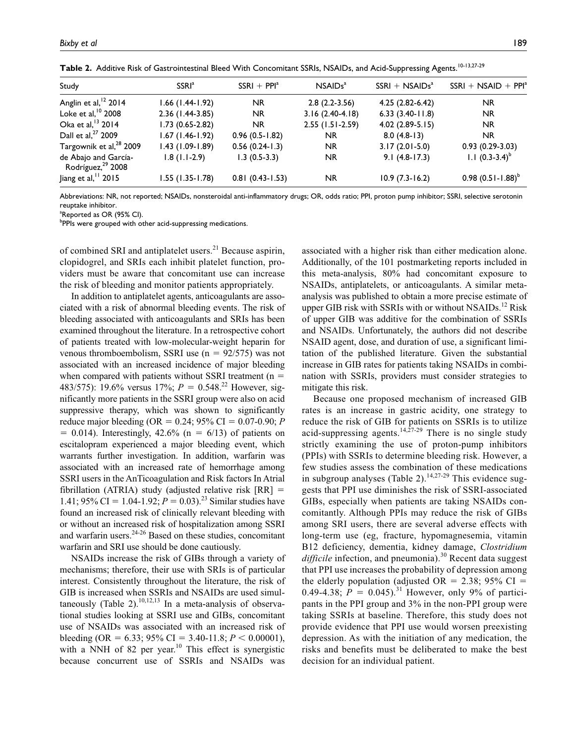**Table 2.** Additive Risk of Gastrointestinal Bleed With Concomitant SSRIs, NSAIDs, and Acid-Suppressing Agents.[10-13,27-29]

| Study | SSRI[a] | SSRI + PPI[a] | NSAIDs[a] | SSRI + NSAIDs[a] | SSRI + NSAID + PPI[a] |
|---|---|---|---|---|---|
| Anglin et al,[12] 2014 | 1.66 (1.44-1.92) | NR | 2.8 (2.2-3.56) | 4.25 (2.82-6.42) | NR |
| Loke et al,[10] 2008 | 2.36 (1.44-3.85) | NR | 3.16 (2.40-4.18) | 6.33 (3.40-11.8) | NR |
| Oka et al,[13] 2014 | 1.73 (0.65-2.82) | NR | 2.55 (1.51-2.59) | 4.02 (2.89-5.15) | NR |
| Dall et al,[27] 2009 | 1.67 (1.46-1.92) | 0.96 (0.5-1.82) | NR | 8.0 (4.8-13) | NR |
| Targownik et al,[28] 2009 | 1.43 (1.09-1.89) | 0.56 (0.24-1.3) | NR | 3.17 (2.01-5.0) | 0.93 (0.29-3.03) |
| de Abajo and García-Rodríguez,[29] 2008 | 1.8 (1.1-2.9) | 1.3 (0.5-3.3) | NR | 9.1 (4.8-17.3) | 1.1 (0.3-3.4)[b] |
| Jiang et al,[11] 2015 | 1.55 (1.35-1.78) | 0.81 (0.43-1.53) | NR | 10.9 (7.3-16.2) | 0.98 (0.51-1.88)[b] |

Abbreviations: NR, not reported; NSAIDs, nonsteroidal anti-inflammatory drugs; OR, odds ratio; PPI, proton pump inhibitor; SSRI, selective serotonin reuptake inhibitor.
[a]Reported as OR (95% CI).
[b]PPIs were grouped with other acid-suppressing medications.

of combined SRI and antiplatelet users.[21] Because aspirin, clopidogrel, and SRIs each inhibit platelet function, providers must be aware that concomitant use can increase the risk of bleeding and monitor patients appropriately.

In addition to antiplatelet agents, anticoagulants are associated with a risk of abnormal bleeding events. The risk of bleeding associated with anticoagulants and SRIs has been examined throughout the literature. In a retrospective cohort of patients treated with low-molecular-weight heparin for venous thromboembolism, SSRI use ($n = 92/575$) was not associated with an increased incidence of major bleeding when compared with patients without SSRI treatment ($n = 483/575$): 19.6% versus 17%; $P = 0.548$.[22] However, significantly more patients in the SSRI group were also on acid suppressive therapy, which was shown to significantly reduce major bleeding (OR = 0.24; 95% CI = 0.07-0.90; $P = 0.014$). Interestingly, 42.6% ($n = 6/13$) of patients on escitalopram experienced a major bleeding event, which warrants further investigation. In addition, warfarin was associated with an increased rate of hemorrhage among SSRI users in the AnTicoagulation and Risk factors In Atrial fibrillation (ATRIA) study (adjusted relative risk [RR] = 1.41; 95% CI = 1.04-1.92; $P = 0.03$).[23] Similar studies have found an increased risk of clinically relevant bleeding with or without an increased risk of hospitalization among SSRI and warfarin users.[24-26] Based on these studies, concomitant warfarin and SRI use should be done cautiously.

NSAIDs increase the risk of GIBs through a variety of mechanisms; therefore, their use with SRIs is of particular interest. Consistently throughout the literature, the risk of GIB is increased when SSRIs and NSAIDs are used simultaneously (Table 2).[10,12,13] In a meta-analysis of observational studies looking at SSRI use and GIBs, concomitant use of NSAIDs was associated with an increased risk of bleeding (OR = 6.33; 95% CI = 3.40-11.8; $P < 0.00001$), with a NNH of 82 per year.[10] This effect is synergistic because concurrent use of SSRIs and NSAIDs was associated with a higher risk than either medication alone. Additionally, of the 101 postmarketing reports included in this meta-analysis, 80% had concomitant exposure to NSAIDs, antiplatelets, or anticoagulants. A similar meta-analysis was published to obtain a more precise estimate of upper GIB risk with SSRIs with or without NSAIDs.[12] Risk of upper GIB was additive for the combination of SSRIs and NSAIDs. Unfortunately, the authors did not describe NSAID agent, dose, and duration of use, a significant limitation of the published literature. Given the substantial increase in GIB rates for patients taking NSAIDs in combination with SSRIs, providers must consider strategies to mitigate this risk.

Because one proposed mechanism of increased GIB rates is an increase in gastric acidity, one strategy to reduce the risk of GIB for patients on SSRIs is to utilize acid-suppressing agents.[14,27-29] There is no single study strictly examining the use of proton-pump inhibitors (PPIs) with SSRIs to determine bleeding risk. However, a few studies assess the combination of these medications in subgroup analyses (Table 2).[14,27-29] This evidence suggests that PPI use diminishes the risk of SSRI-associated GIBs, especially when patients are taking NSAIDs concomitantly. Although PPIs may reduce the risk of GIBs among SRI users, there are several adverse effects with long-term use (eg, fracture, hypomagnesemia, vitamin B12 deficiency, dementia, kidney damage, *Clostridium difficile* infection, and pneumonia).[30] Recent data suggest that PPI use increases the probability of depression among the elderly population (adjusted OR = 2.38; 95% CI = 0.49-4.38; $P = 0.045$).[31] However, only 9% of participants in the PPI group and 3% in the non-PPI group were taking SSRIs at baseline. Therefore, this study does not provide evidence that PPI use would worsen preexisting depression. As with the initiation of any medication, the risks and benefits must be deliberated to make the best decision for an individual patient.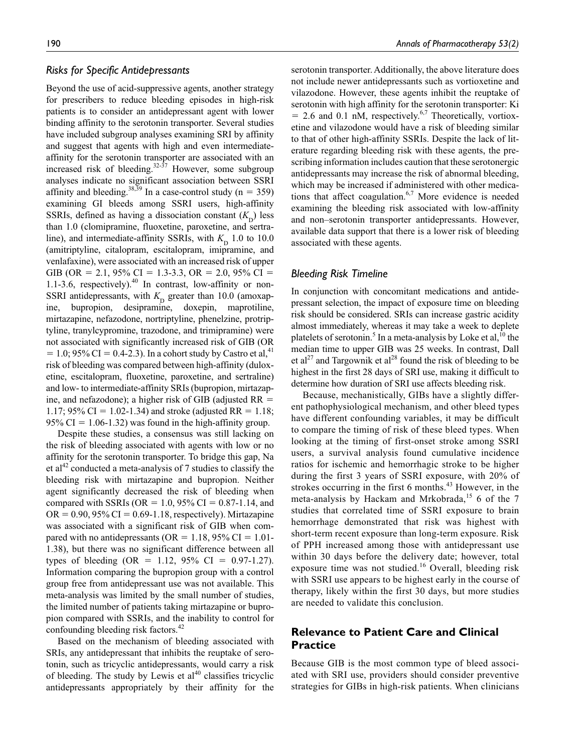### Risks for Specific Antidepressants

Beyond the use of acid-suppressive agents, another strategy for prescribers to reduce bleeding episodes in high-risk patients is to consider an antidepressant agent with lower binding affinity to the serotonin transporter. Several studies have included subgroup analyses examining SRI by affinity and suggest that agents with high and even intermediate-affinity for the serotonin transporter are associated with an increased risk of bleeding.[32-37] However, some subgroup analyses indicate no significant association between SSRI affinity and bleeding.[38,39] In a case-control study (n = 359) examining GI bleeds among SSRI users, high-affinity SSRIs, defined as having a dissociation constant ($K_D$) less than 1.0 (clomipramine, fluoxetine, paroxetine, and sertraline), and intermediate-affinity SSRIs, with $K_D$ 1.0 to 10.0 (amitriptyline, citalopram, escitalopram, imipramine, and venlafaxine), were associated with an increased risk of upper GIB (OR = 2.1, 95% CI = 1.3-3.3, OR = 2.0, 95% CI = 1.1-3.6, respectively).[40] In contrast, low-affinity or non-SSRI antidepressants, with $K_D$ greater than 10.0 (amoxapine, bupropion, desipramine, doxepin, maprotiline, mirtazapine, nefazodone, nortriptyline, phenelzine, protriptyline, tranylcypromine, trazodone, and trimipramine) were not associated with significantly increased risk of GIB (OR = 1.0; 95% CI = 0.4-2.3). In a cohort study by Castro et al,[41] risk of bleeding was compared between high-affinity (duloxetine, escitalopram, fluoxetine, paroxetine, and sertraline) and low- to intermediate-affinity SRIs (bupropion, mirtazapine, and nefazodone); a higher risk of GIB (adjusted RR = 1.17; 95% CI = 1.02-1.34) and stroke (adjusted RR = 1.18; 95% CI = 1.06-1.32) was found in the high-affinity group.

Despite these studies, a consensus was still lacking on the risk of bleeding associated with agents with low or no affinity for the serotonin transporter. To bridge this gap, Na et al[42] conducted a meta-analysis of 7 studies to classify the bleeding risk with mirtazapine and bupropion. Neither agent significantly decreased the risk of bleeding when compared with SSRIs (OR = 1.0, 95% CI = 0.87-1.14, and OR = 0.90, 95% CI = 0.69-1.18, respectively). Mirtazapine was associated with a significant risk of GIB when compared with no antidepressants (OR = 1.18, 95% CI = 1.01-1.38), but there was no significant difference between all types of bleeding (OR = 1.12, 95% CI = 0.97-1.27). Information comparing the bupropion group with a control group free from antidepressant use was not available. This meta-analysis was limited by the small number of studies, the limited number of patients taking mirtazapine or bupropion compared with SSRIs, and the inability to control for confounding bleeding risk factors.[42]

Based on the mechanism of bleeding associated with SRIs, any antidepressant that inhibits the reuptake of serotonin, such as tricyclic antidepressants, would carry a risk of bleeding. The study by Lewis et al[40] classifies tricyclic antidepressants appropriately by their affinity for the serotonin transporter. Additionally, the above literature does not include newer antidepressants such as vortioxetine and vilazodone. However, these agents inhibit the reuptake of serotonin with high affinity for the serotonin transporter: Ki = 2.6 and 0.1 nM, respectively.[6,7] Theoretically, vortioxetine and vilazodone would have a risk of bleeding similar to that of other high-affinity SSRIs. Despite the lack of literature regarding bleeding risk with these agents, the prescribing information includes caution that these serotonergic antidepressants may increase the risk of abnormal bleeding, which may be increased if administered with other medications that affect coagulation.[6,7] More evidence is needed examining the bleeding risk associated with low-affinity and non–serotonin transporter antidepressants. However, available data support that there is a lower risk of bleeding associated with these agents.

### Bleeding Risk Timeline

In conjunction with concomitant medications and antidepressant selection, the impact of exposure time on bleeding risk should be considered. SRIs can increase gastric acidity almost immediately, whereas it may take a week to deplete platelets of serotonin.[5] In a meta-analysis by Loke et al,[10] the median time to upper GIB was 25 weeks. In contrast, Dall et al[27] and Targownik et al[28] found the risk of bleeding to be highest in the first 28 days of SRI use, making it difficult to determine how duration of SRI use affects bleeding risk.

Because, mechanistically, GIBs have a slightly different pathophysiological mechanism, and other bleed types have different confounding variables, it may be difficult to compare the timing of risk of these bleed types. When looking at the timing of first-onset stroke among SSRI users, a survival analysis found cumulative incidence ratios for ischemic and hemorrhagic stroke to be higher during the first 3 years of SSRI exposure, with 20% of strokes occurring in the first 6 months.[43] However, in the meta-analysis by Hackam and Mrkobrada,[15] 6 of the 7 studies that correlated time of SSRI exposure to brain hemorrhage demonstrated that risk was highest with short-term recent exposure than long-term exposure. Risk of PPH increased among those with antidepressant use within 30 days before the delivery date; however, total exposure time was not studied.[16] Overall, bleeding risk with SSRI use appears to be highest early in the course of therapy, likely within the first 30 days, but more studies are needed to validate this conclusion.

## Relevance to Patient Care and Clinical Practice

Because GIB is the most common type of bleed associated with SRI use, providers should consider preventive strategies for GIBs in high-risk patients. When clinicians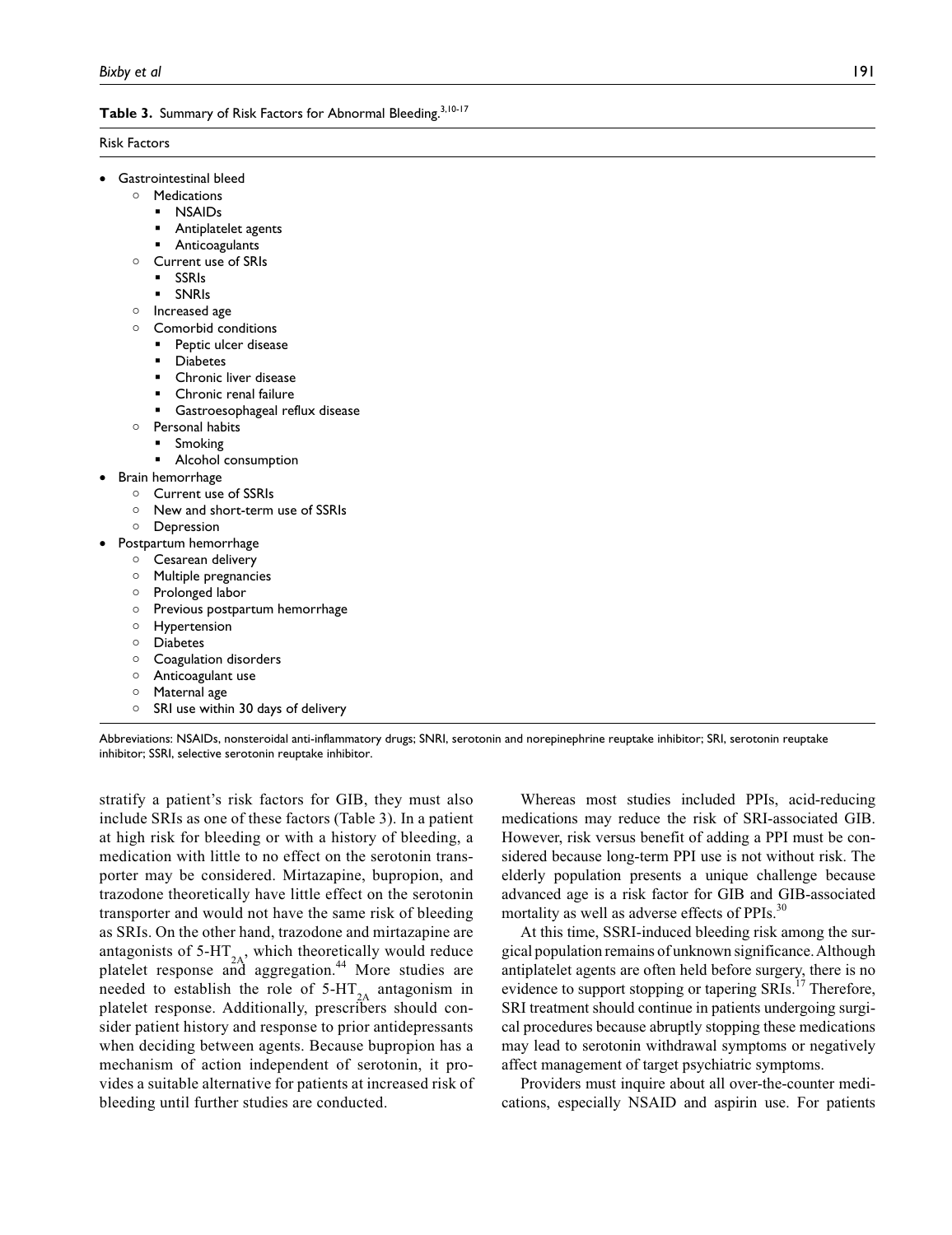**Table 3.** Summary of Risk Factors for Abnormal Bleeding.[3,10-17]

| Risk Factors |
|---|
| • Gastrointestinal bleed<br>  ○ Medications<br>    ▪ NSAIDs<br>    ▪ Antiplatelet agents<br>    ▪ Anticoagulants<br>  ○ Current use of SRIs<br>    ▪ SSRIs<br>    ▪ SNRIs<br>  ○ Increased age<br>  ○ Comorbid conditions<br>    ▪ Peptic ulcer disease<br>    ▪ Diabetes<br>    ▪ Chronic liver disease<br>    ▪ Chronic renal failure<br>    ▪ Gastroesophageal reflux disease<br>  ○ Personal habits<br>    ▪ Smoking<br>    ▪ Alcohol consumption<br>• Brain hemorrhage<br>  ○ Current use of SSRIs<br>  ○ New and short-term use of SSRIs<br>  ○ Depression<br>• Postpartum hemorrhage<br>  ○ Cesarean delivery<br>  ○ Multiple pregnancies<br>  ○ Prolonged labor<br>  ○ Previous postpartum hemorrhage<br>  ○ Hypertension<br>  ○ Diabetes<br>  ○ Coagulation disorders<br>  ○ Anticoagulant use<br>  ○ Maternal age<br>  ○ SRI use within 30 days of delivery |

Abbreviations: NSAIDs, nonsteroidal anti-inflammatory drugs; SNRI, serotonin and norepinephrine reuptake inhibitor; SRI, serotonin reuptake inhibitor; SSRI, selective serotonin reuptake inhibitor.

stratify a patient's risk factors for GIB, they must also include SRIs as one of these factors (Table 3). In a patient at high risk for bleeding or with a history of bleeding, a medication with little to no effect on the serotonin transporter may be considered. Mirtazapine, bupropion, and trazodone theoretically have little effect on the serotonin transporter and would not have the same risk of bleeding as SRIs. On the other hand, trazodone and mirtazapine are antagonists of 5-$HT_{2A}$, which theoretically would reduce platelet response and aggregation.[44] More studies are needed to establish the role of 5-$HT_{2A}$ antagonism in platelet response. Additionally, prescribers should consider patient history and response to prior antidepressants when deciding between agents. Because bupropion has a mechanism of action independent of serotonin, it provides a suitable alternative for patients at increased risk of bleeding until further studies are conducted.

Whereas most studies included PPIs, acid-reducing medications may reduce the risk of SRI-associated GIB. However, risk versus benefit of adding a PPI must be considered because long-term PPI use is not without risk. The elderly population presents a unique challenge because advanced age is a risk factor for GIB and GIB-associated mortality as well as adverse effects of PPIs.[30]

At this time, SSRI-induced bleeding risk among the surgical population remains of unknown significance. Although antiplatelet agents are often held before surgery, there is no evidence to support stopping or tapering SRIs.[17] Therefore, SRI treatment should continue in patients undergoing surgical procedures because abruptly stopping these medications may lead to serotonin withdrawal symptoms or negatively affect management of target psychiatric symptoms.

Providers must inquire about all over-the-counter medications, especially NSAID and aspirin use. For patients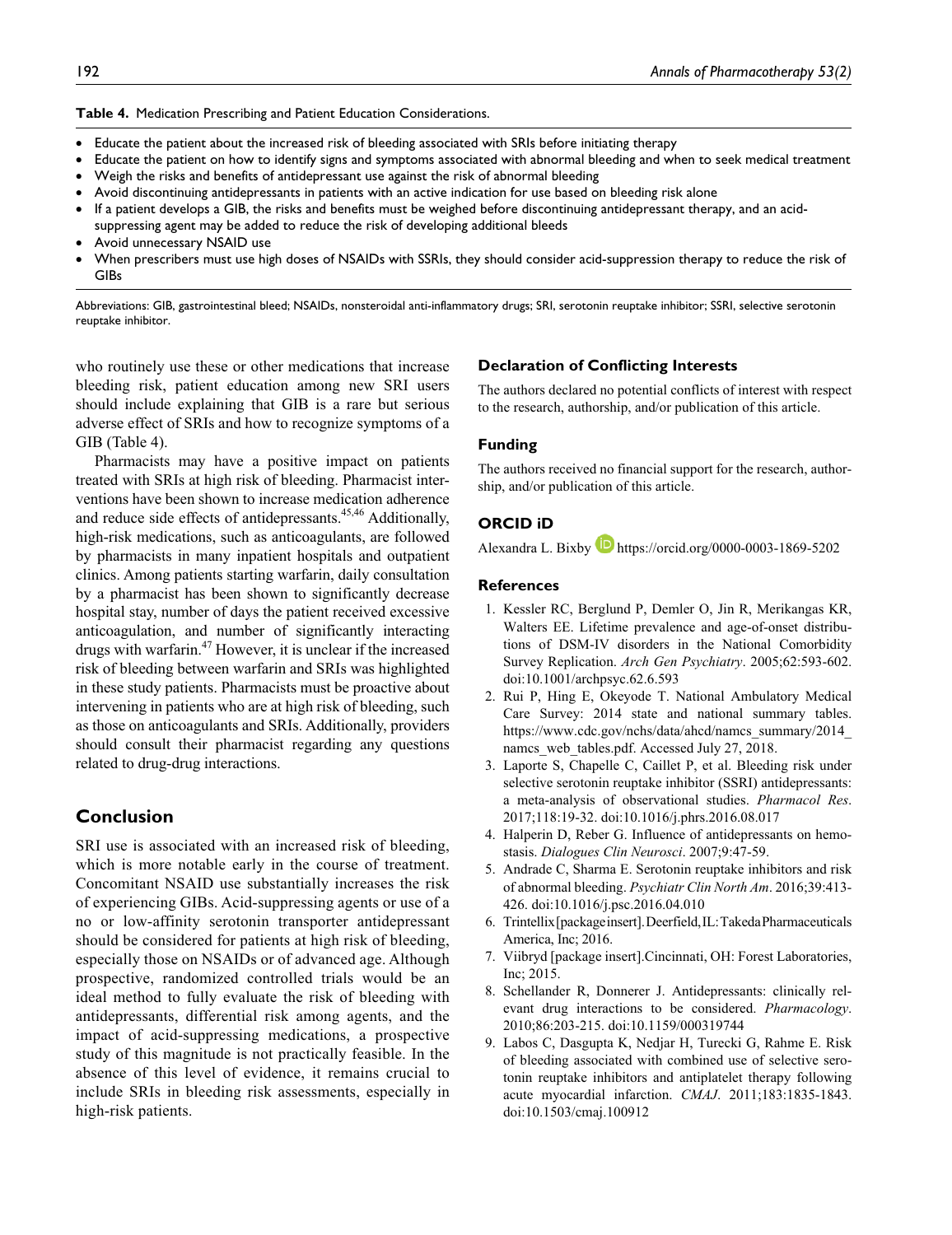**Table 4.** Medication Prescribing and Patient Education Considerations.

- Educate the patient about the increased risk of bleeding associated with SRIs before initiating therapy
- Educate the patient on how to identify signs and symptoms associated with abnormal bleeding and when to seek medical treatment
- Weigh the risks and benefits of antidepressant use against the risk of abnormal bleeding
- Avoid discontinuing antidepressants in patients with an active indication for use based on bleeding risk alone
- If a patient develops a GIB, the risks and benefits must be weighed before discontinuing antidepressant therapy, and an acid-suppressing agent may be added to reduce the risk of developing additional bleeds
- Avoid unnecessary NSAID use
- When prescribers must use high doses of NSAIDs with SSRIs, they should consider acid-suppression therapy to reduce the risk of GIBs

Abbreviations: GIB, gastrointestinal bleed; NSAIDs, nonsteroidal anti-inflammatory drugs; SRI, serotonin reuptake inhibitor; SSRI, selective serotonin reuptake inhibitor.

who routinely use these or other medications that increase bleeding risk, patient education among new SRI users should include explaining that GIB is a rare but serious adverse effect of SRIs and how to recognize symptoms of a GIB (Table 4).

Pharmacists may have a positive impact on patients treated with SRIs at high risk of bleeding. Pharmacist interventions have been shown to increase medication adherence and reduce side effects of antidepressants.[45,46] Additionally, high-risk medications, such as anticoagulants, are followed by pharmacists in many inpatient hospitals and outpatient clinics. Among patients starting warfarin, daily consultation by a pharmacist has been shown to significantly decrease hospital stay, number of days the patient received excessive anticoagulation, and number of significantly interacting drugs with warfarin.[47] However, it is unclear if the increased risk of bleeding between warfarin and SRIs was highlighted in these study patients. Pharmacists must be proactive about intervening in patients who are at high risk of bleeding, such as those on anticoagulants and SRIs. Additionally, providers should consult their pharmacist regarding any questions related to drug-drug interactions.

## Conclusion

SRI use is associated with an increased risk of bleeding, which is more notable early in the course of treatment. Concomitant NSAID use substantially increases the risk of experiencing GIBs. Acid-suppressing agents or use of a no or low-affinity serotonin transporter antidepressant should be considered for patients at high risk of bleeding, especially those on NSAIDs or of advanced age. Although prospective, randomized controlled trials would be an ideal method to fully evaluate the risk of bleeding with antidepressants, differential risk among agents, and the impact of acid-suppressing medications, a prospective study of this magnitude is not practically feasible. In the absence of this level of evidence, it remains crucial to include SRIs in bleeding risk assessments, especially in high-risk patients.

### Declaration of Conflicting Interests

The authors declared no potential conflicts of interest with respect to the research, authorship, and/or publication of this article.

### Funding

The authors received no financial support for the research, authorship, and/or publication of this article.

### ORCID iD

Alexandra L. Bixby https://orcid.org/0000-0003-1869-5202

### References

1. Kessler RC, Berglund P, Demler O, Jin R, Merikangas KR, Walters EE. Lifetime prevalence and age-of-onset distributions of DSM-IV disorders in the National Comorbidity Survey Replication. *Arch Gen Psychiatry*. 2005;62:593-602. doi:10.1001/archpsyc.62.6.593
2. Rui P, Hing E, Okeyode T. National Ambulatory Medical Care Survey: 2014 state and national summary tables. https://www.cdc.gov/nchs/data/ahcd/namcs_summary/2014_namcs_web_tables.pdf. Accessed July 27, 2018.
3. Laporte S, Chapelle C, Caillet P, et al. Bleeding risk under selective serotonin reuptake inhibitor (SSRI) antidepressants: a meta-analysis of observational studies. *Pharmacol Res*. 2017;118:19-32. doi:10.1016/j.phrs.2016.08.017
4. Halperin D, Reber G. Influence of antidepressants on hemostasis. *Dialogues Clin Neurosci*. 2007;9:47-59.
5. Andrade C, Sharma E. Serotonin reuptake inhibitors and risk of abnormal bleeding. *Psychiatr Clin North Am*. 2016;39:413-426. doi:10.1016/j.psc.2016.04.010
6. Trintellix [package insert]. Deerfield, IL: Takeda Pharmaceuticals America, Inc; 2016.
7. Viibryd [package insert].Cincinnati, OH: Forest Laboratories, Inc; 2015.
8. Schellander R, Donnerer J. Antidepressants: clinically relevant drug interactions to be considered. *Pharmacology*. 2010;86:203-215. doi:10.1159/000319744
9. Labos C, Dasgupta K, Nedjar H, Turecki G, Rahme E. Risk of bleeding associated with combined use of selective serotonin reuptake inhibitors and antiplatelet therapy following acute myocardial infarction. *CMAJ*. 2011;183:1835-1843. doi:10.1503/cmaj.100912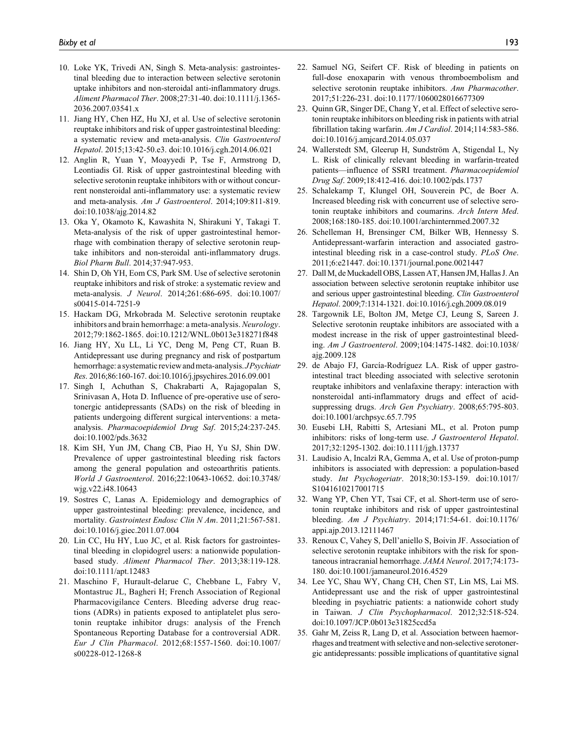10. Loke YK, Trivedi AN, Singh S. Meta-analysis: gastrointestinal bleeding due to interaction between selective serotonin uptake inhibitors and non-steroidal anti-inflammatory drugs. *Aliment Pharmacol Ther*. 2008;27:31-40. doi:10.1111/j.1365-2036.2007.03541.x
11. Jiang HY, Chen HZ, Hu XJ, et al. Use of selective serotonin reuptake inhibitors and risk of upper gastrointestinal bleeding: a systematic review and meta-analysis. *Clin Gastroenterol Hepatol*. 2015;13:42-50.e3. doi:10.1016/j.cgh.2014.06.021
12. Anglin R, Yuan Y, Moayyedi P, Tse F, Armstrong D, Leontiadis GI. Risk of upper gastrointestinal bleeding with selective serotonin reuptake inhibitors with or without concurrent nonsteroidal anti-inflammatory use: a systematic review and meta-analysis. *Am J Gastroenterol*. 2014;109:811-819. doi:10.1038/ajg.2014.82
13. Oka Y, Okamoto K, Kawashita N, Shirakuni Y, Takagi T. Meta-analysis of the risk of upper gastrointestinal hemorrhage with combination therapy of selective serotonin reuptake inhibitors and non-steroidal anti-inflammatory drugs. *Biol Pharm Bull*. 2014;37:947-953.
14. Shin D, Oh YH, Eom CS, Park SM. Use of selective serotonin reuptake inhibitors and risk of stroke: a systematic review and meta-analysis. *J Neurol*. 2014;261:686-695. doi:10.1007/s00415-014-7251-9
15. Hackam DG, Mrkobrada M. Selective serotonin reuptake inhibitors and brain hemorrhage: a meta-analysis. *Neurology*. 2012;79:1862-1865. doi:10.1212/WNL.0b013e318271f848
16. Jiang HY, Xu LL, Li YC, Deng M, Peng CT, Ruan B. Antidepressant use during pregnancy and risk of postpartum hemorrhage: a systematic review and meta-analysis. *J Psychiatr Res*. 2016;86:160-167. doi:10.1016/j.jpsychires.2016.09.001
17. Singh I, Achuthan S, Chakrabarti A, Rajagopalan S, Srinivasan A, Hota D. Influence of pre-operative use of serotonergic antidepressants (SADs) on the risk of bleeding in patients undergoing different surgical interventions: a meta-analysis. *Pharmacoepidemiol Drug Saf*. 2015;24:237-245. doi:10.1002/pds.3632
18. Kim SH, Yun JM, Chang CB, Piao H, Yu SJ, Shin DW. Prevalence of upper gastrointestinal bleeding risk factors among the general population and osteoarthritis patients. *World J Gastroenterol*. 2016;22:10643-10652. doi:10.3748/wjg.v22.i48.10643
19. Sostres C, Lanas A. Epidemiology and demographics of upper gastrointestinal bleeding: prevalence, incidence, and mortality. *Gastrointest Endosc Clin N Am*. 2011;21:567-581. doi:10.1016/j.giec.2011.07.004
20. Lin CC, Hu HY, Luo JC, et al. Risk factors for gastrointestinal bleeding in clopidogrel users: a nationwide population-based study. *Aliment Pharmacol Ther*. 2013;38:119-128. doi:10.1111/apt.12483
21. Maschino F, Hurault-delarue C, Chebbane L, Fabry V, Montastruc JL, Bagheri H; French Association of Regional Pharmacovigilance Centers. Bleeding adverse drug reactions (ADRs) in patients exposed to antiplatelet plus serotonin reuptake inhibitor drugs: analysis of the French Spontaneous Reporting Database for a controversial ADR. *Eur J Clin Pharmacol*. 2012;68:1557-1560. doi:10.1007/s00228-012-1268-8
22. Samuel NG, Seifert CF. Risk of bleeding in patients on full-dose enoxaparin with venous thromboembolism and selective serotonin reuptake inhibitors. *Ann Pharmacother*. 2017;51:226-231. doi:10.1177/1060028016677309
23. Quinn GR, Singer DE, Chang Y, et al. Effect of selective serotonin reuptake inhibitors on bleeding risk in patients with atrial fibrillation taking warfarin. *Am J Cardiol*. 2014;114:583-586. doi:10.1016/j.amjcard.2014.05.037
24. Wallerstedt SM, Gleerup H, Sundström A, Stigendal L, Ny L. Risk of clinically relevant bleeding in warfarin-treated patients—influence of SSRI treatment. *Pharmacoepidemiol Drug Saf*. 2009;18:412-416. doi:10.1002/pds.1737
25. Schalekamp T, Klungel OH, Souverein PC, de Boer A. Increased bleeding risk with concurrent use of selective serotonin reuptake inhibitors and coumarins. *Arch Intern Med*. 2008;168:180-185. doi:10.1001/archinternmed.2007.32
26. Schelleman H, Brensinger CM, Bilker WB, Hennessy S. Antidepressant-warfarin interaction and associated gastrointestinal bleeding risk in a case-control study. *PLoS One*. 2011;6:e21447. doi:10.1371/journal.pone.0021447
27. Dall M, de Muckadell OBS, Lassen AT, Hansen JM, Hallas J. An association between selective serotonin reuptake inhibitor use and serious upper gastrointestinal bleeding. *Clin Gastroenterol Hepatol*. 2009;7:1314-1321. doi:10.1016/j.cgh.2009.08.019
28. Targownik LE, Bolton JM, Metge CJ, Leung S, Sareen J. Selective serotonin reuptake inhibitors are associated with a modest increase in the risk of upper gastrointestinal bleeding. *Am J Gastroenterol*. 2009;104:1475-1482. doi:10.1038/ajg.2009.128
29. de Abajo FJ, García-Rodríguez LA. Risk of upper gastrointestinal tract bleeding associated with selective serotonin reuptake inhibitors and venlafaxine therapy: interaction with nonsteroidal anti-inflammatory drugs and effect of acid-suppressing drugs. *Arch Gen Psychiatry*. 2008;65:795-803. doi:10.1001/archpsyc.65.7.795
30. Eusebi LH, Rabitti S, Artesiani ML, et al. Proton pump inhibitors: risks of long-term use. *J Gastroenterol Hepatol*. 2017;32:1295-1302. doi:10.1111/jgh.13737
31. Laudisio A, Incalzi RA, Gemma A, et al. Use of proton-pump inhibitors is associated with depression: a population-based study. *Int Psychogeriatr*. 2018;30:153-159. doi:10.1017/S1041610217001715
32. Wang YP, Chen YT, Tsai CF, et al. Short-term use of serotonin reuptake inhibitors and risk of upper gastrointestinal bleeding. *Am J Psychiatry*. 2014;171:54-61. doi:10.1176/appi.ajp.2013.12111467
33. Renoux C, Vahey S, Dell'aniello S, Boivin JF. Association of selective serotonin reuptake inhibitors with the risk for spontaneous intracranial hemorrhage. *JAMA Neurol*. 2017;74:173-180. doi:10.1001/jamaneurol.2016.4529
34. Lee YC, Shau WY, Chang CH, Chen ST, Lin MS, Lai MS. Antidepressant use and the risk of upper gastrointestinal bleeding in psychiatric patients: a nationwide cohort study in Taiwan. *J Clin Psychopharmacol*. 2012;32:518-524. doi:10.1097/JCP.0b013e31825ccd5a
35. Gahr M, Zeiss R, Lang D, et al. Association between haemorrhages and treatment with selective and non-selective serotonergic antidepressants: possible implications of quantitative signal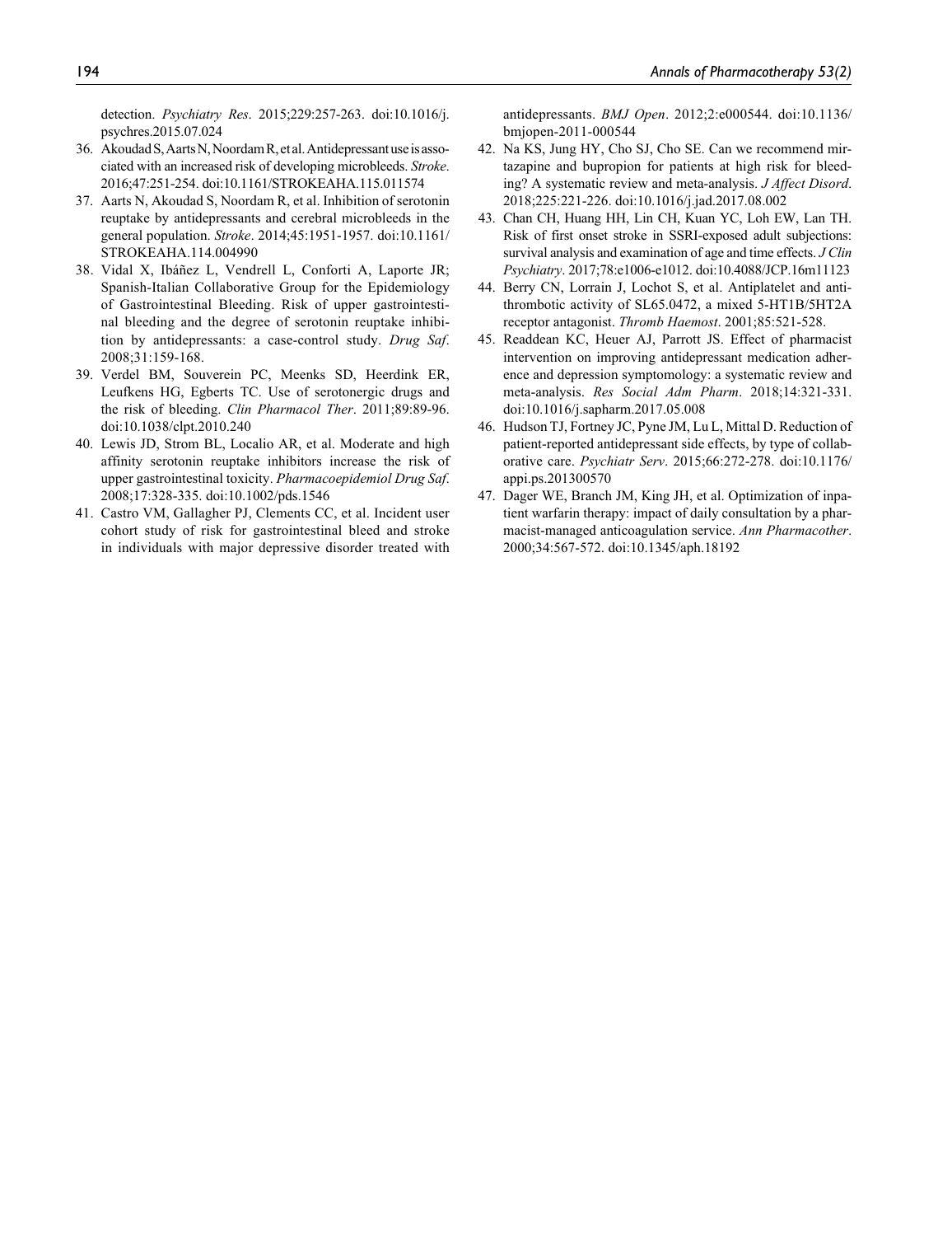detection. *Psychiatry Res*. 2015;229:257-263. doi:10.1016/j.psychres.2015.07.024

36. Akoudad S, Aarts N, Noordam R, et al. Antidepressant use is associated with an increased risk of developing microbleeds. *Stroke*. 2016;47:251-254. doi:10.1161/STROKEAHA.115.011574
37. Aarts N, Akoudad S, Noordam R, et al. Inhibition of serotonin reuptake by antidepressants and cerebral microbleeds in the general population. *Stroke*. 2014;45:1951-1957. doi:10.1161/STROKEAHA.114.004990
38. Vidal X, Ibáñez L, Vendrell L, Conforti A, Laporte JR; Spanish-Italian Collaborative Group for the Epidemiology of Gastrointestinal Bleeding. Risk of upper gastrointestinal bleeding and the degree of serotonin reuptake inhibition by antidepressants: a case-control study. *Drug Saf*. 2008;31:159-168.
39. Verdel BM, Souverein PC, Meenks SD, Heerdink ER, Leufkens HG, Egberts TC. Use of serotonergic drugs and the risk of bleeding. *Clin Pharmacol Ther*. 2011;89:89-96. doi:10.1038/clpt.2010.240
40. Lewis JD, Strom BL, Localio AR, et al. Moderate and high affinity serotonin reuptake inhibitors increase the risk of upper gastrointestinal toxicity. *Pharmacoepidemiol Drug Saf*. 2008;17:328-335. doi:10.1002/pds.1546
41. Castro VM, Gallagher PJ, Clements CC, et al. Incident user cohort study of risk for gastrointestinal bleed and stroke in individuals with major depressive disorder treated with antidepressants. *BMJ Open*. 2012;2:e000544. doi:10.1136/bmjopen-2011-000544
42. Na KS, Jung HY, Cho SJ, Cho SE. Can we recommend mirtazapine and bupropion for patients at high risk for bleeding? A systematic review and meta-analysis. *J Affect Disord*. 2018;225:221-226. doi:10.1016/j.jad.2017.08.002
43. Chan CH, Huang HH, Lin CH, Kuan YC, Loh EW, Lan TH. Risk of first onset stroke in SSRI-exposed adult subjections: survival analysis and examination of age and time effects. *J Clin Psychiatry*. 2017;78:e1006-e1012. doi:10.4088/JCP.16m11123
44. Berry CN, Lorrain J, Lochot S, et al. Antiplatelet and antithrombotic activity of SL65.0472, a mixed 5-HT1B/5HT2A receptor antagonist. *Thromb Haemost*. 2001;85:521-528.
45. Readdean KC, Heuer AJ, Parrott JS. Effect of pharmacist intervention on improving antidepressant medication adherence and depression symptomology: a systematic review and meta-analysis. *Res Social Adm Pharm*. 2018;14:321-331. doi:10.1016/j.sapharm.2017.05.008
46. Hudson TJ, Fortney JC, Pyne JM, Lu L, Mittal D. Reduction of patient-reported antidepressant side effects, by type of collaborative care. *Psychiatr Serv*. 2015;66:272-278. doi:10.1176/appi.ps.201300570
47. Dager WE, Branch JM, King JH, et al. Optimization of inpatient warfarin therapy: impact of daily consultation by a pharmacist-managed anticoagulation service. *Ann Pharmacother*. 2000;34:567-572. doi:10.1345/aph.18192